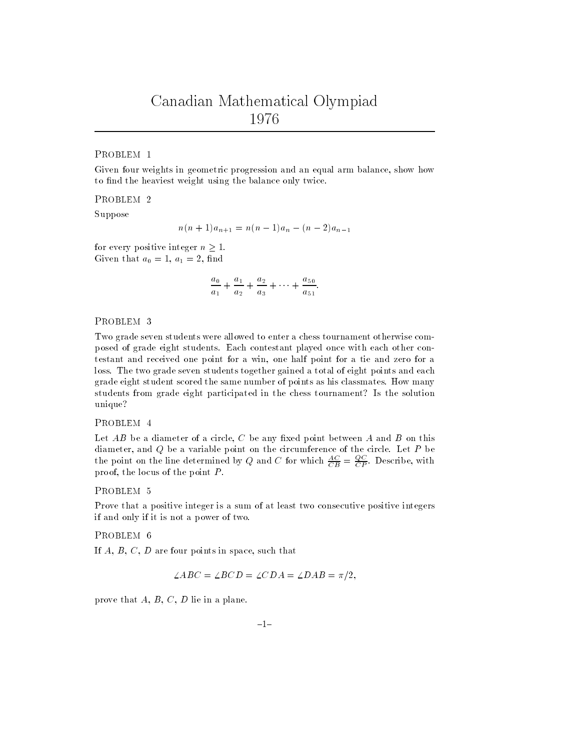# Canadian Mathematical Olympiad 1976

## Problem 1

Given four weights in geometric progression and an equal arm balance, show how to find the heaviest weight using the balance only twice.

## Problem 2

Suppose

$$n(n+1)a_{n+1} = n(n-1)a_n - (n-2)a_{n-1}$$

for every positive integer $n \geq 1$.
Given that $a_0 = 1$, $a_1 = 2$, find

$$\frac{a_0}{a_1} + \frac{a_1}{a_2} + \frac{a_2}{a_3} + \cdots + \frac{a_{50}}{a_{51}}.$$

## Problem 3

Two grade seven students were allowed to enter a chess tournament otherwise composed of grade eight students. Each contestant played once with each other contestant and received one point for a win, one half point for a tie and zero for a loss. The two grade seven students together gained a total of eight points and each grade eight student scored the same number of points as his classmates. How many students from grade eight participated in the chess tournament? Is the solution unique?

## Problem 4

Let $AB$ be a diameter of a circle, $C$ be any fixed point between $A$ and $B$ on this diameter, and $Q$ be a variable point on the circumference of the circle. Let $P$ be the point on the line determined by $Q$ and $C$ for which $\frac{AC}{CB} = \frac{QC}{CP}$. Describe, with proof, the locus of the point $P$.

## Problem 5

Prove that a positive integer is a sum of at least two consecutive positive integers if and only if it is not a power of two.

## Problem 6

If $A$, $B$, $C$, $D$ are four points in space, such that

$$\angle ABC = \angle BCD = \angle CDA = \angle DAB = \pi/2,$$

prove that $A$, $B$, $C$, $D$ lie in a plane.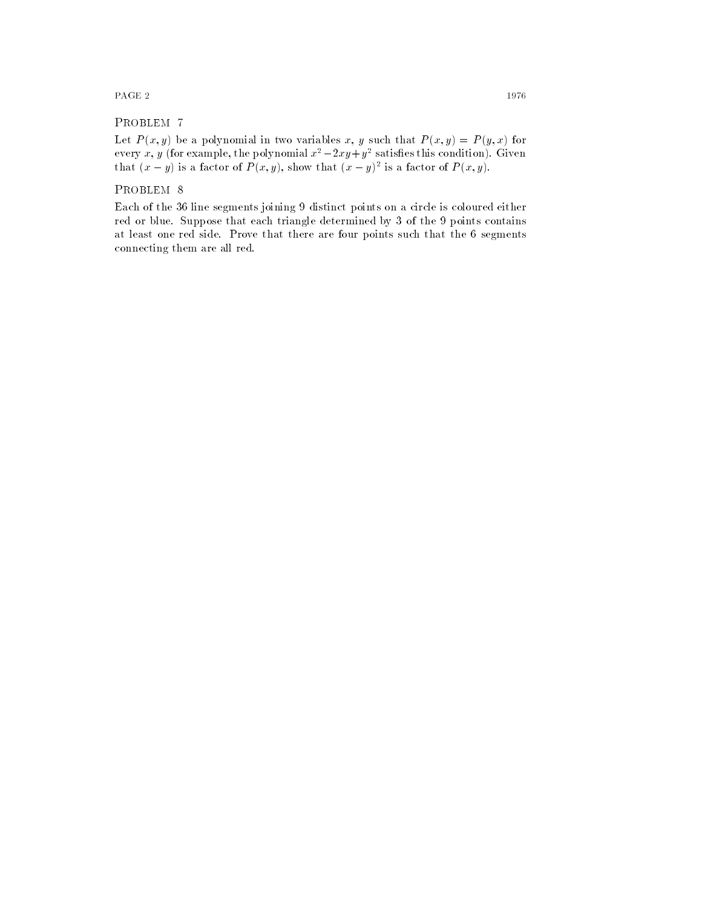## Problem 7

Let $P(x, y)$ be a polynomial in two variables $x$, $y$ such that $P(x, y) = P(y, x)$ for every $x$, $y$ (for example, the polynomial $x^2 - 2xy + y^2$ satisfies this condition). Given that $(x - y)$ is a factor of $P(x, y)$, show that $(x - y)^2$ is a factor of $P(x, y)$.

## Problem 8

Each of the 36 line segments joining 9 distinct points on a circle is coloured either red or blue. Suppose that each triangle determined by 3 of the 9 points contains at least one red side. Prove that there are four points such that the 6 segments connecting them are all red.